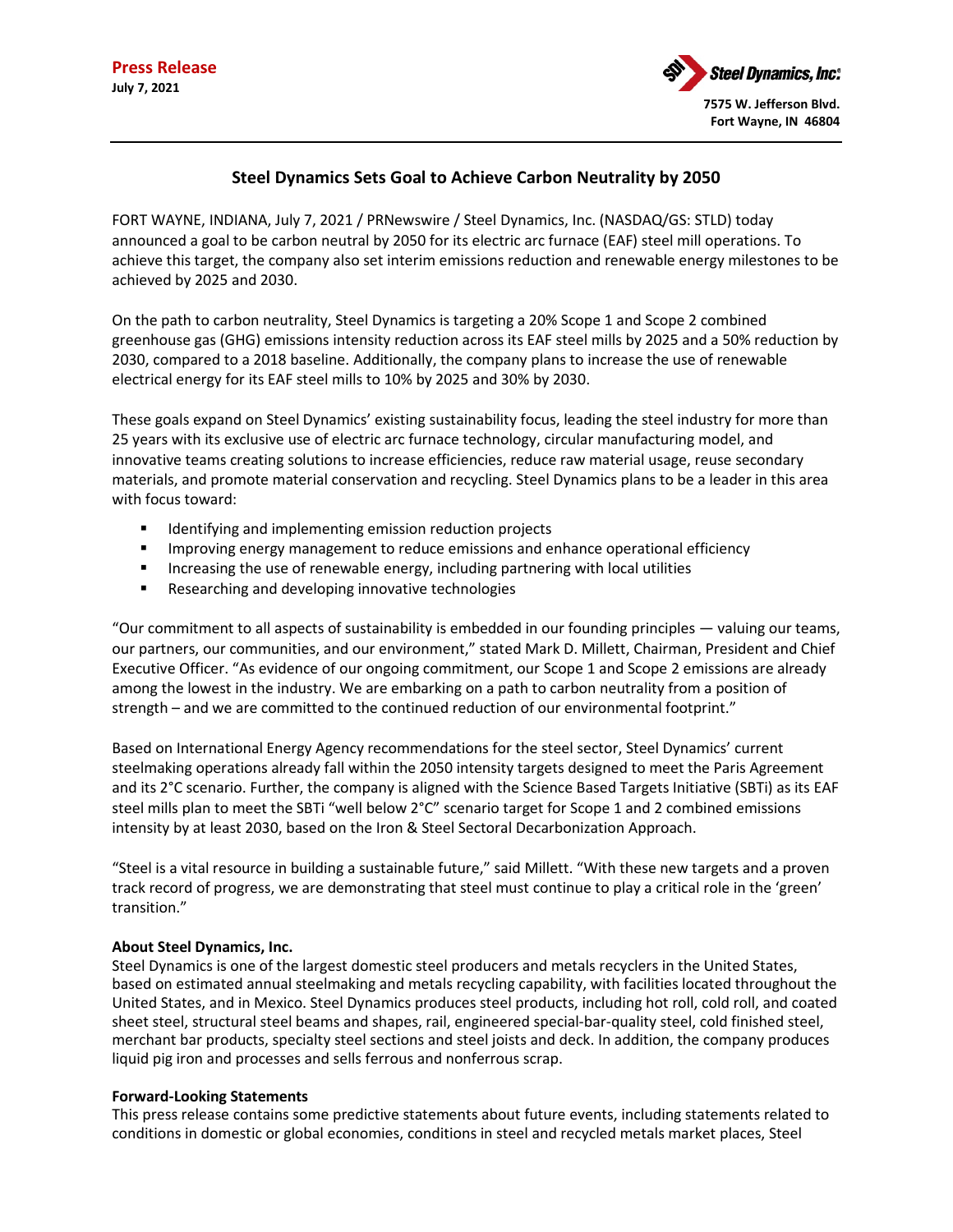**Press Release**
**July 7, 2021**

**Steel Dynamics, Inc.**
**7575 W. Jefferson Blvd.**
**Fort Wayne, IN 46804**

## Steel Dynamics Sets Goal to Achieve Carbon Neutrality by 2050

FORT WAYNE, INDIANA, July 7, 2021 / PRNewswire / Steel Dynamics, Inc. (NASDAQ/GS: STLD) today announced a goal to be carbon neutral by 2050 for its electric arc furnace (EAF) steel mill operations. To achieve this target, the company also set interim emissions reduction and renewable energy milestones to be achieved by 2025 and 2030.

On the path to carbon neutrality, Steel Dynamics is targeting a 20% Scope 1 and Scope 2 combined greenhouse gas (GHG) emissions intensity reduction across its EAF steel mills by 2025 and a 50% reduction by 2030, compared to a 2018 baseline. Additionally, the company plans to increase the use of renewable electrical energy for its EAF steel mills to 10% by 2025 and 30% by 2030.

These goals expand on Steel Dynamics' existing sustainability focus, leading the steel industry for more than 25 years with its exclusive use of electric arc furnace technology, circular manufacturing model, and innovative teams creating solutions to increase efficiencies, reduce raw material usage, reuse secondary materials, and promote material conservation and recycling. Steel Dynamics plans to be a leader in this area with focus toward:

- Identifying and implementing emission reduction projects
- Improving energy management to reduce emissions and enhance operational efficiency
- Increasing the use of renewable energy, including partnering with local utilities
- Researching and developing innovative technologies

"Our commitment to all aspects of sustainability is embedded in our founding principles — valuing our teams, our partners, our communities, and our environment," stated Mark D. Millett, Chairman, President and Chief Executive Officer. "As evidence of our ongoing commitment, our Scope 1 and Scope 2 emissions are already among the lowest in the industry. We are embarking on a path to carbon neutrality from a position of strength – and we are committed to the continued reduction of our environmental footprint."

Based on International Energy Agency recommendations for the steel sector, Steel Dynamics' current steelmaking operations already fall within the 2050 intensity targets designed to meet the Paris Agreement and its 2°C scenario. Further, the company is aligned with the Science Based Targets Initiative (SBTi) as its EAF steel mills plan to meet the SBTi "well below 2°C" scenario target for Scope 1 and 2 combined emissions intensity by at least 2030, based on the Iron & Steel Sectoral Decarbonization Approach.

"Steel is a vital resource in building a sustainable future," said Millett. "With these new targets and a proven track record of progress, we are demonstrating that steel must continue to play a critical role in the 'green' transition."

**About Steel Dynamics, Inc.**
Steel Dynamics is one of the largest domestic steel producers and metals recyclers in the United States, based on estimated annual steelmaking and metals recycling capability, with facilities located throughout the United States, and in Mexico. Steel Dynamics produces steel products, including hot roll, cold roll, and coated sheet steel, structural steel beams and shapes, rail, engineered special-bar-quality steel, cold finished steel, merchant bar products, specialty steel sections and steel joists and deck. In addition, the company produces liquid pig iron and processes and sells ferrous and nonferrous scrap.

**Forward-Looking Statements**
This press release contains some predictive statements about future events, including statements related to conditions in domestic or global economies, conditions in steel and recycled metals market places, Steel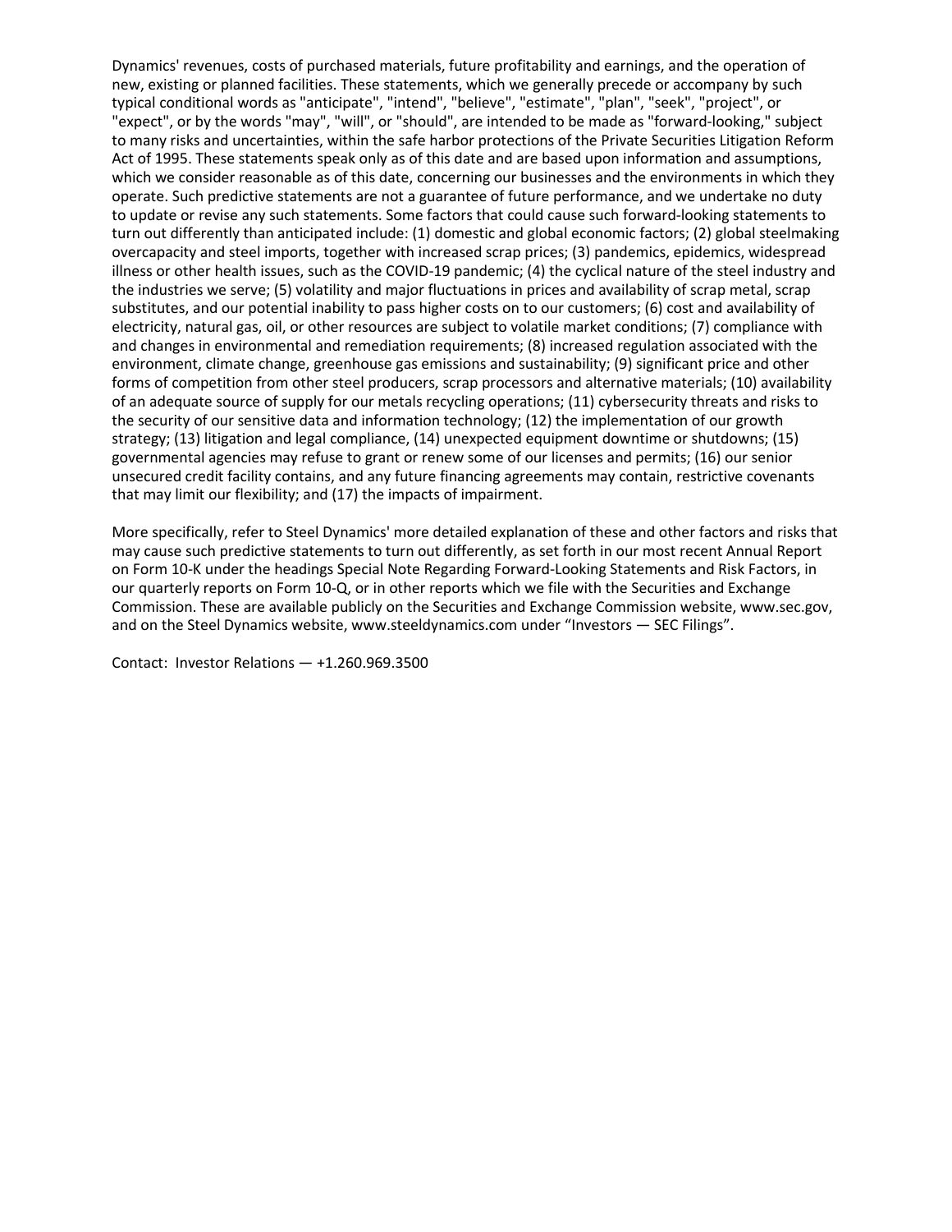Dynamics' revenues, costs of purchased materials, future profitability and earnings, and the operation of new, existing or planned facilities. These statements, which we generally precede or accompany by such typical conditional words as "anticipate", "intend", "believe", "estimate", "plan", "seek", "project", or "expect", or by the words "may", "will", or "should", are intended to be made as "forward-looking," subject to many risks and uncertainties, within the safe harbor protections of the Private Securities Litigation Reform Act of 1995. These statements speak only as of this date and are based upon information and assumptions, which we consider reasonable as of this date, concerning our businesses and the environments in which they operate. Such predictive statements are not a guarantee of future performance, and we undertake no duty to update or revise any such statements. Some factors that could cause such forward-looking statements to turn out differently than anticipated include: (1) domestic and global economic factors; (2) global steelmaking overcapacity and steel imports, together with increased scrap prices; (3) pandemics, epidemics, widespread illness or other health issues, such as the COVID-19 pandemic; (4) the cyclical nature of the steel industry and the industries we serve; (5) volatility and major fluctuations in prices and availability of scrap metal, scrap substitutes, and our potential inability to pass higher costs on to our customers; (6) cost and availability of electricity, natural gas, oil, or other resources are subject to volatile market conditions; (7) compliance with and changes in environmental and remediation requirements; (8) increased regulation associated with the environment, climate change, greenhouse gas emissions and sustainability; (9) significant price and other forms of competition from other steel producers, scrap processors and alternative materials; (10) availability of an adequate source of supply for our metals recycling operations; (11) cybersecurity threats and risks to the security of our sensitive data and information technology; (12) the implementation of our growth strategy; (13) litigation and legal compliance, (14) unexpected equipment downtime or shutdowns; (15) governmental agencies may refuse to grant or renew some of our licenses and permits; (16) our senior unsecured credit facility contains, and any future financing agreements may contain, restrictive covenants that may limit our flexibility; and (17) the impacts of impairment.

More specifically, refer to Steel Dynamics' more detailed explanation of these and other factors and risks that may cause such predictive statements to turn out differently, as set forth in our most recent Annual Report on Form 10-K under the headings Special Note Regarding Forward-Looking Statements and Risk Factors, in our quarterly reports on Form 10-Q, or in other reports which we file with the Securities and Exchange Commission. These are available publicly on the Securities and Exchange Commission website, www.sec.gov, and on the Steel Dynamics website, www.steeldynamics.com under "Investors — SEC Filings".

Contact: Investor Relations — +1.260.969.3500